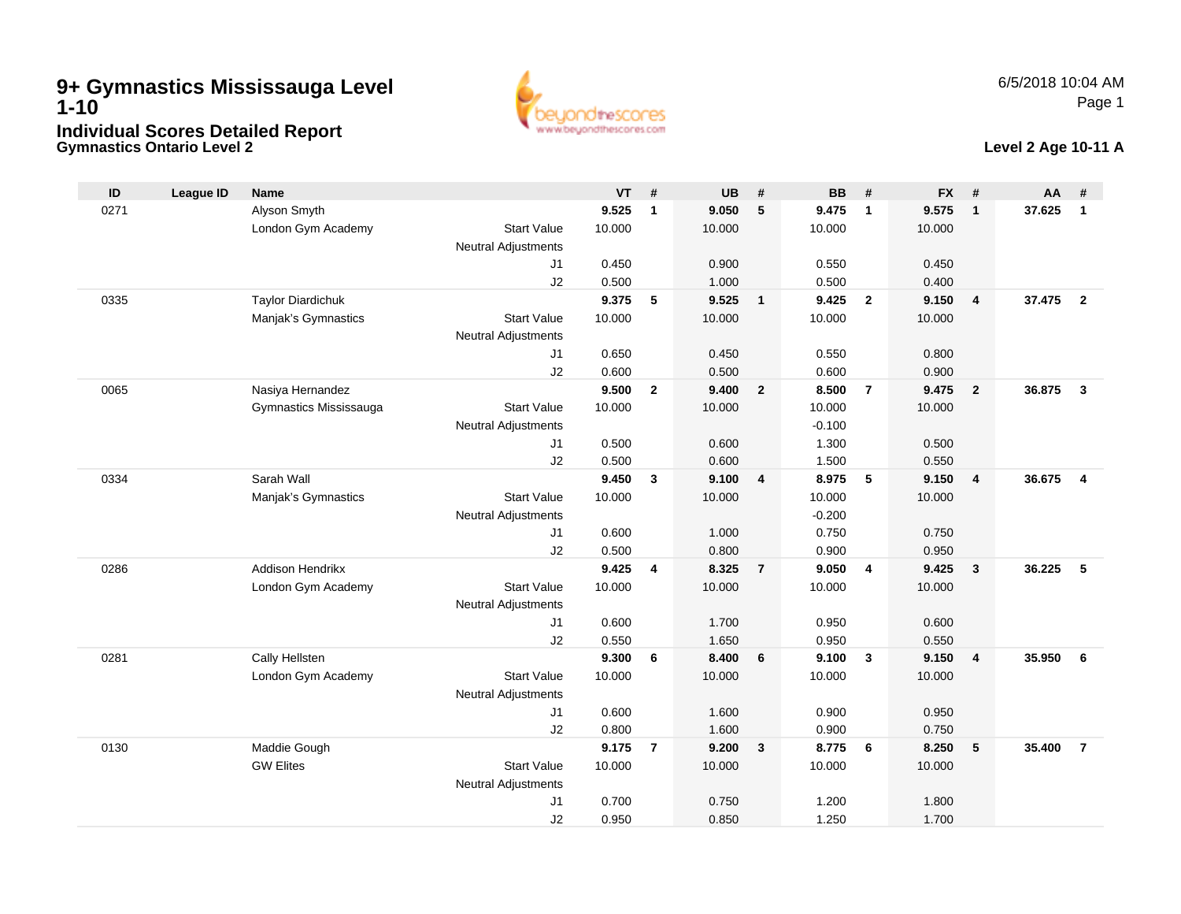# 9+ Gymnastics Mississauga Level 1-10

## Individual Scores Detailed Report

**Gymnastics Ontario Level 2**

6/5/2018 10:04 AM

**Level 2 Age 10-11 A**

| ID | League ID | Name | | VT | # | UB | # | BB | # | FX | # | AA | # |
|---|---|---|---|---|---|---|---|---|---|---|---|---|---|
| 0271 | | Alyson Smyth | | **9.525** | **1** | **9.050** | **5** | **9.475** | **1** | **9.575** | **1** | **37.625** | **1** |
| | | London Gym Academy | Start Value | 10.000 | | 10.000 | | 10.000 | | 10.000 | | | |
| | | | Neutral Adjustments | | | | | | | | | | |
| | | | J1 | 0.450 | | 0.900 | | 0.550 | | 0.450 | | | |
| | | | J2 | 0.500 | | 1.000 | | 0.500 | | 0.400 | | | |
| 0335 | | Taylor Diardichuk | | **9.375** | **5** | **9.525** | **1** | **9.425** | **2** | **9.150** | **4** | **37.475** | **2** |
| | | Manjak's Gymnastics | Start Value | 10.000 | | 10.000 | | 10.000 | | 10.000 | | | |
| | | | Neutral Adjustments | | | | | | | | | | |
| | | | J1 | 0.650 | | 0.450 | | 0.550 | | 0.800 | | | |
| | | | J2 | 0.600 | | 0.500 | | 0.600 | | 0.900 | | | |
| 0065 | | Nasiya Hernandez | | **9.500** | **2** | **9.400** | **2** | **8.500** | **7** | **9.475** | **2** | **36.875** | **3** |
| | | Gymnastics Mississauga | Start Value | 10.000 | | 10.000 | | 10.000 | | 10.000 | | | |
| | | | Neutral Adjustments | | | | | -0.100 | | | | | |
| | | | J1 | 0.500 | | 0.600 | | 1.300 | | 0.500 | | | |
| | | | J2 | 0.500 | | 0.600 | | 1.500 | | 0.550 | | | |
| 0334 | | Sarah Wall | | **9.450** | **3** | **9.100** | **4** | **8.975** | **5** | **9.150** | **4** | **36.675** | **4** |
| | | Manjak's Gymnastics | Start Value | 10.000 | | 10.000 | | 10.000 | | 10.000 | | | |
| | | | Neutral Adjustments | | | | | -0.200 | | | | | |
| | | | J1 | 0.600 | | 1.000 | | 0.750 | | 0.750 | | | |
| | | | J2 | 0.500 | | 0.800 | | 0.900 | | 0.950 | | | |
| 0286 | | Addison Hendrikx | | **9.425** | **4** | **8.325** | **7** | **9.050** | **4** | **9.425** | **3** | **36.225** | **5** |
| | | London Gym Academy | Start Value | 10.000 | | 10.000 | | 10.000 | | 10.000 | | | |
| | | | Neutral Adjustments | | | | | | | | | | |
| | | | J1 | 0.600 | | 1.700 | | 0.950 | | 0.600 | | | |
| | | | J2 | 0.550 | | 1.650 | | 0.950 | | 0.550 | | | |
| 0281 | | Cally Hellsten | | **9.300** | **6** | **8.400** | **6** | **9.100** | **3** | **9.150** | **4** | **35.950** | **6** |
| | | London Gym Academy | Start Value | 10.000 | | 10.000 | | 10.000 | | 10.000 | | | |
| | | | Neutral Adjustments | | | | | | | | | | |
| | | | J1 | 0.600 | | 1.600 | | 0.900 | | 0.950 | | | |
| | | | J2 | 0.800 | | 1.600 | | 0.900 | | 0.750 | | | |
| 0130 | | Maddie Gough | | **9.175** | **7** | **9.200** | **3** | **8.775** | **6** | **8.250** | **5** | **35.400** | **7** |
| | | GW Elites | Start Value | 10.000 | | 10.000 | | 10.000 | | 10.000 | | | |
| | | | Neutral Adjustments | | | | | | | | | | |
| | | | J1 | 0.700 | | 0.750 | | 1.200 | | 1.800 | | | |
| | | | J2 | 0.950 | | 0.850 | | 1.250 | | 1.700 | | | |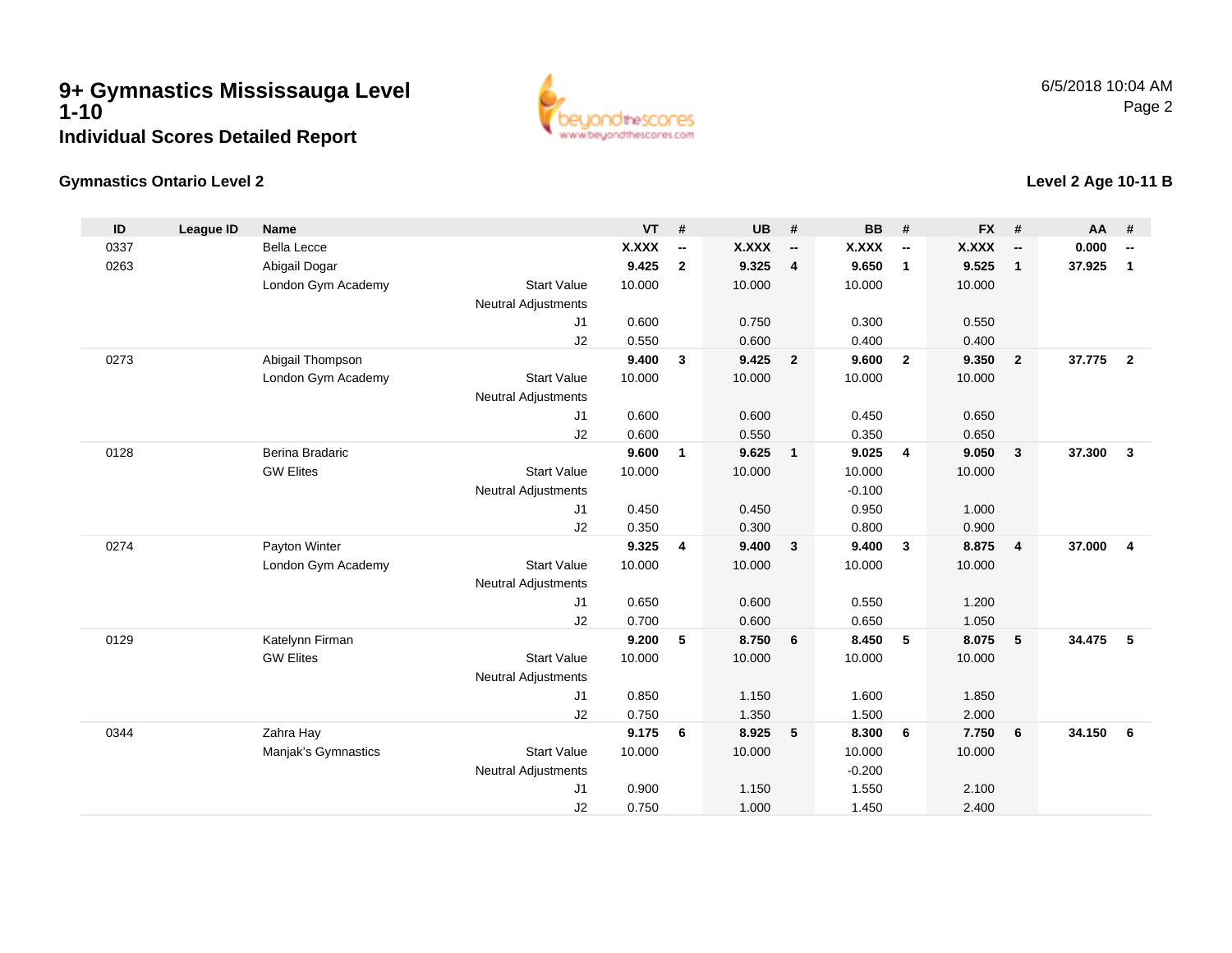# 9+ Gymnastics Mississauga Level 1-10

## Individual Scores Detailed Report

6/5/2018 10:04 AM

### Gymnastics Ontario Level 2

### Level 2 Age 10-11 B

| ID | League ID | Name | | VT | # | UB | # | BB | # | FX | # | AA | # |
|---|---|---|---|---|---|---|---|---|---|---|---|---|---|
| 0337 | | Bella Lecce | | **X.XXX** | **--** | **X.XXX** | **--** | **X.XXX** | **--** | **X.XXX** | **--** | **0.000** | **--** |
| 0263 | | Abigail Dogar | | **9.425** | **2** | **9.325** | **4** | **9.650** | **1** | **9.525** | **1** | **37.925** | **1** |
| | | London Gym Academy | Start Value | 10.000 | | 10.000 | | 10.000 | | 10.000 | | | |
| | | | Neutral Adjustments | | | | | | | | | | |
| | | | J1 | 0.600 | | 0.750 | | 0.300 | | 0.550 | | | |
| | | | J2 | 0.550 | | 0.600 | | 0.400 | | 0.400 | | | |
| 0273 | | Abigail Thompson | | **9.400** | **3** | **9.425** | **2** | **9.600** | **2** | **9.350** | **2** | **37.775** | **2** |
| | | London Gym Academy | Start Value | 10.000 | | 10.000 | | 10.000 | | 10.000 | | | |
| | | | Neutral Adjustments | | | | | | | | | | |
| | | | J1 | 0.600 | | 0.600 | | 0.450 | | 0.650 | | | |
| | | | J2 | 0.600 | | 0.550 | | 0.350 | | 0.650 | | | |
| 0128 | | Berina Bradaric | | **9.600** | **1** | **9.625** | **1** | **9.025** | **4** | **9.050** | **3** | **37.300** | **3** |
| | | GW Elites | Start Value | 10.000 | | 10.000 | | 10.000 | | 10.000 | | | |
| | | | Neutral Adjustments | | | | | -0.100 | | | | | |
| | | | J1 | 0.450 | | 0.450 | | 0.950 | | 1.000 | | | |
| | | | J2 | 0.350 | | 0.300 | | 0.800 | | 0.900 | | | |
| 0274 | | Payton Winter | | **9.325** | **4** | **9.400** | **3** | **9.400** | **3** | **8.875** | **4** | **37.000** | **4** |
| | | London Gym Academy | Start Value | 10.000 | | 10.000 | | 10.000 | | 10.000 | | | |
| | | | Neutral Adjustments | | | | | | | | | | |
| | | | J1 | 0.650 | | 0.600 | | 0.550 | | 1.200 | | | |
| | | | J2 | 0.700 | | 0.600 | | 0.650 | | 1.050 | | | |
| 0129 | | Katelynn Firman | | **9.200** | **5** | **8.750** | **6** | **8.450** | **5** | **8.075** | **5** | **34.475** | **5** |
| | | GW Elites | Start Value | 10.000 | | 10.000 | | 10.000 | | 10.000 | | | |
| | | | Neutral Adjustments | | | | | | | | | | |
| | | | J1 | 0.850 | | 1.150 | | 1.600 | | 1.850 | | | |
| | | | J2 | 0.750 | | 1.350 | | 1.500 | | 2.000 | | | |
| 0344 | | Zahra Hay | | **9.175** | **6** | **8.925** | **5** | **8.300** | **6** | **7.750** | **6** | **34.150** | **6** |
| | | Manjak's Gymnastics | Start Value | 10.000 | | 10.000 | | 10.000 | | 10.000 | | | |
| | | | Neutral Adjustments | | | | | -0.200 | | | | | |
| | | | J1 | 0.900 | | 1.150 | | 1.550 | | 2.100 | | | |
| | | | J2 | 0.750 | | 1.000 | | 1.450 | | 2.400 | | | |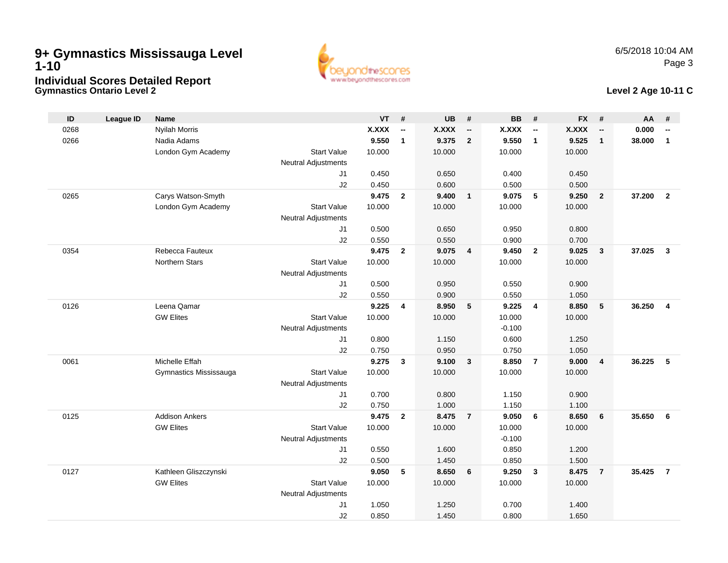# 9+ Gymnastics Mississauga Level 1-10

## Individual Scores Detailed Report

### Gymnastics Ontario Level 2

6/5/2018 10:04 AM

**Level 2 Age 10-11 C**

| ID | League ID | Name | | VT | # | UB | # | BB | # | FX | # | AA | # |
|---|---|---|---|---|---|---|---|---|---|---|---|---|---|
| 0268 | | Nyilah Morris | | **X.XXX** | **--** | **X.XXX** | **--** | **X.XXX** | **--** | **X.XXX** | **--** | **0.000** | **--** |
| 0266 | | Nadia Adams | | **9.550** | **1** | **9.375** | **2** | **9.550** | **1** | **9.525** | **1** | **38.000** | **1** |
| | | London Gym Academy | Start Value | 10.000 | | 10.000 | | 10.000 | | 10.000 | | | |
| | | | Neutral Adjustments | | | | | | | | | | |
| | | | J1 | 0.450 | | 0.650 | | 0.400 | | 0.450 | | | |
| | | | J2 | 0.450 | | 0.600 | | 0.500 | | 0.500 | | | |
| 0265 | | Carys Watson-Smyth | | **9.475** | **2** | **9.400** | **1** | **9.075** | **5** | **9.250** | **2** | **37.200** | **2** |
| | | London Gym Academy | Start Value | 10.000 | | 10.000 | | 10.000 | | 10.000 | | | |
| | | | Neutral Adjustments | | | | | | | | | | |
| | | | J1 | 0.500 | | 0.650 | | 0.950 | | 0.800 | | | |
| | | | J2 | 0.550 | | 0.550 | | 0.900 | | 0.700 | | | |
| 0354 | | Rebecca Fauteux | | **9.475** | **2** | **9.075** | **4** | **9.450** | **2** | **9.025** | **3** | **37.025** | **3** |
| | | Northern Stars | Start Value | 10.000 | | 10.000 | | 10.000 | | 10.000 | | | |
| | | | Neutral Adjustments | | | | | | | | | | |
| | | | J1 | 0.500 | | 0.950 | | 0.550 | | 0.900 | | | |
| | | | J2 | 0.550 | | 0.900 | | 0.550 | | 1.050 | | | |
| 0126 | | Leena Qamar | | **9.225** | **4** | **8.950** | **5** | **9.225** | **4** | **8.850** | **5** | **36.250** | **4** |
| | | GW Elites | Start Value | 10.000 | | 10.000 | | 10.000 | | 10.000 | | | |
| | | | Neutral Adjustments | | | | | -0.100 | | | | | |
| | | | J1 | 0.800 | | 1.150 | | 0.600 | | 1.250 | | | |
| | | | J2 | 0.750 | | 0.950 | | 0.750 | | 1.050 | | | |
| 0061 | | Michelle Effah | | **9.275** | **3** | **9.100** | **3** | **8.850** | **7** | **9.000** | **4** | **36.225** | **5** |
| | | Gymnastics Mississauga | Start Value | 10.000 | | 10.000 | | 10.000 | | 10.000 | | | |
| | | | Neutral Adjustments | | | | | | | | | | |
| | | | J1 | 0.700 | | 0.800 | | 1.150 | | 0.900 | | | |
| | | | J2 | 0.750 | | 1.000 | | 1.150 | | 1.100 | | | |
| 0125 | | Addison Ankers | | **9.475** | **2** | **8.475** | **7** | **9.050** | **6** | **8.650** | **6** | **35.650** | **6** |
| | | GW Elites | Start Value | 10.000 | | 10.000 | | 10.000 | | 10.000 | | | |
| | | | Neutral Adjustments | | | | | -0.100 | | | | | |
| | | | J1 | 0.550 | | 1.600 | | 0.850 | | 1.200 | | | |
| | | | J2 | 0.500 | | 1.450 | | 0.850 | | 1.500 | | | |
| 0127 | | Kathleen Gliszczynski | | **9.050** | **5** | **8.650** | **6** | **9.250** | **3** | **8.475** | **7** | **35.425** | **7** |
| | | GW Elites | Start Value | 10.000 | | 10.000 | | 10.000 | | 10.000 | | | |
| | | | Neutral Adjustments | | | | | | | | | | |
| | | | J1 | 1.050 | | 1.250 | | 0.700 | | 1.400 | | | |
| | | | J2 | 0.850 | | 1.450 | | 0.800 | | 1.650 | | | |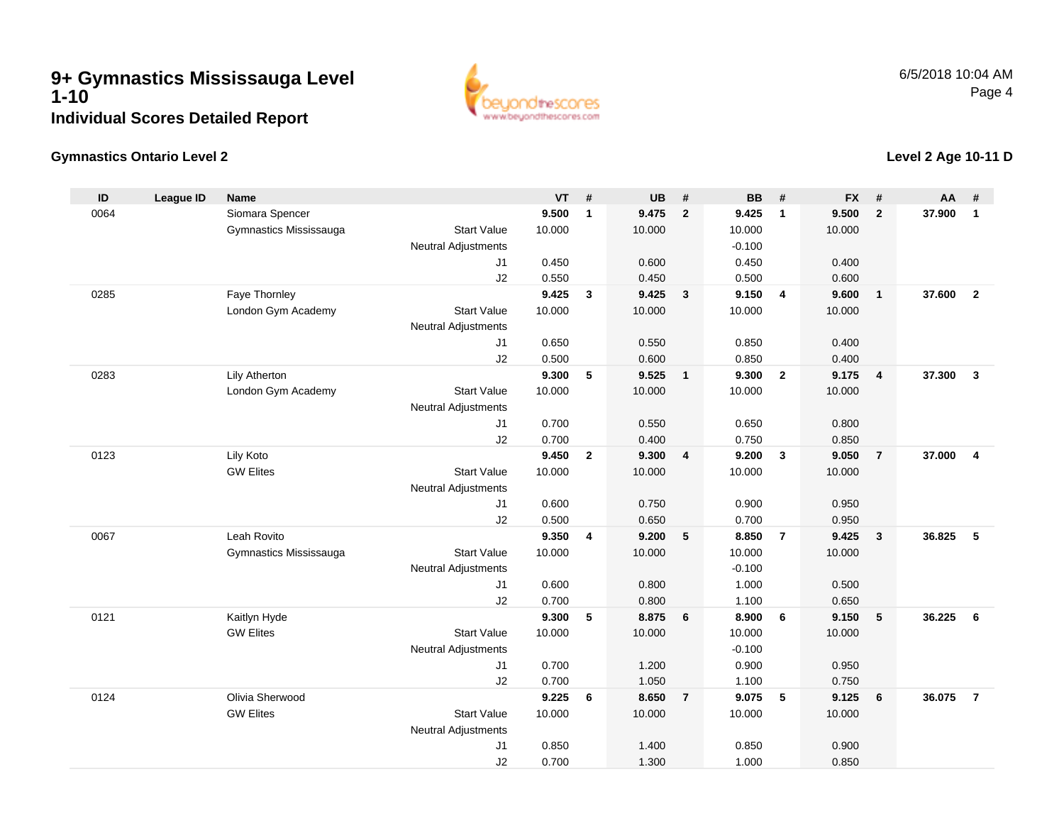# 9+ Gymnastics Mississauga Level 1-10

## Individual Scores Detailed Report

6/5/2018 10:04 AM

### Gymnastics Ontario Level 2

### Level 2 Age 10-11 D

| ID | League ID | Name | | VT | # | UB | # | BB | # | FX | # | AA | # |
|---|---|---|---|---|---|---|---|---|---|---|---|---|---|
| 0064 | | Siomara Spencer | | **9.500** | **1** | **9.475** | **2** | **9.425** | **1** | **9.500** | **2** | **37.900** | **1** |
| | | Gymnastics Mississauga | Start Value | 10.000 | | 10.000 | | 10.000 | | 10.000 | | | |
| | | | Neutral Adjustments | | | | | -0.100 | | | | | |
| | | | J1 | 0.450 | | 0.600 | | 0.450 | | 0.400 | | | |
| | | | J2 | 0.550 | | 0.450 | | 0.500 | | 0.600 | | | |
| 0285 | | Faye Thornley | | **9.425** | **3** | **9.425** | **3** | **9.150** | **4** | **9.600** | **1** | **37.600** | **2** |
| | | London Gym Academy | Start Value | 10.000 | | 10.000 | | 10.000 | | 10.000 | | | |
| | | | Neutral Adjustments | | | | | | | | | | |
| | | | J1 | 0.650 | | 0.550 | | 0.850 | | 0.400 | | | |
| | | | J2 | 0.500 | | 0.600 | | 0.850 | | 0.400 | | | |
| 0283 | | Lily Atherton | | **9.300** | **5** | **9.525** | **1** | **9.300** | **2** | **9.175** | **4** | **37.300** | **3** |
| | | London Gym Academy | Start Value | 10.000 | | 10.000 | | 10.000 | | 10.000 | | | |
| | | | Neutral Adjustments | | | | | | | | | | |
| | | | J1 | 0.700 | | 0.550 | | 0.650 | | 0.800 | | | |
| | | | J2 | 0.700 | | 0.400 | | 0.750 | | 0.850 | | | |
| 0123 | | Lily Koto | | **9.450** | **2** | **9.300** | **4** | **9.200** | **3** | **9.050** | **7** | **37.000** | **4** |
| | | GW Elites | Start Value | 10.000 | | 10.000 | | 10.000 | | 10.000 | | | |
| | | | Neutral Adjustments | | | | | | | | | | |
| | | | J1 | 0.600 | | 0.750 | | 0.900 | | 0.950 | | | |
| | | | J2 | 0.500 | | 0.650 | | 0.700 | | 0.950 | | | |
| 0067 | | Leah Rovito | | **9.350** | **4** | **9.200** | **5** | **8.850** | **7** | **9.425** | **3** | **36.825** | **5** |
| | | Gymnastics Mississauga | Start Value | 10.000 | | 10.000 | | 10.000 | | 10.000 | | | |
| | | | Neutral Adjustments | | | | | -0.100 | | | | | |
| | | | J1 | 0.600 | | 0.800 | | 1.000 | | 0.500 | | | |
| | | | J2 | 0.700 | | 0.800 | | 1.100 | | 0.650 | | | |
| 0121 | | Kaitlyn Hyde | | **9.300** | **5** | **8.875** | **6** | **8.900** | **6** | **9.150** | **5** | **36.225** | **6** |
| | | GW Elites | Start Value | 10.000 | | 10.000 | | 10.000 | | 10.000 | | | |
| | | | Neutral Adjustments | | | | | -0.100 | | | | | |
| | | | J1 | 0.700 | | 1.200 | | 0.900 | | 0.950 | | | |
| | | | J2 | 0.700 | | 1.050 | | 1.100 | | 0.750 | | | |
| 0124 | | Olivia Sherwood | | **9.225** | **6** | **8.650** | **7** | **9.075** | **5** | **9.125** | **6** | **36.075** | **7** |
| | | GW Elites | Start Value | 10.000 | | 10.000 | | 10.000 | | 10.000 | | | |
| | | | Neutral Adjustments | | | | | | | | | | |
| | | | J1 | 0.850 | | 1.400 | | 0.850 | | 0.900 | | | |
| | | | J2 | 0.700 | | 1.300 | | 1.000 | | 0.850 | | | |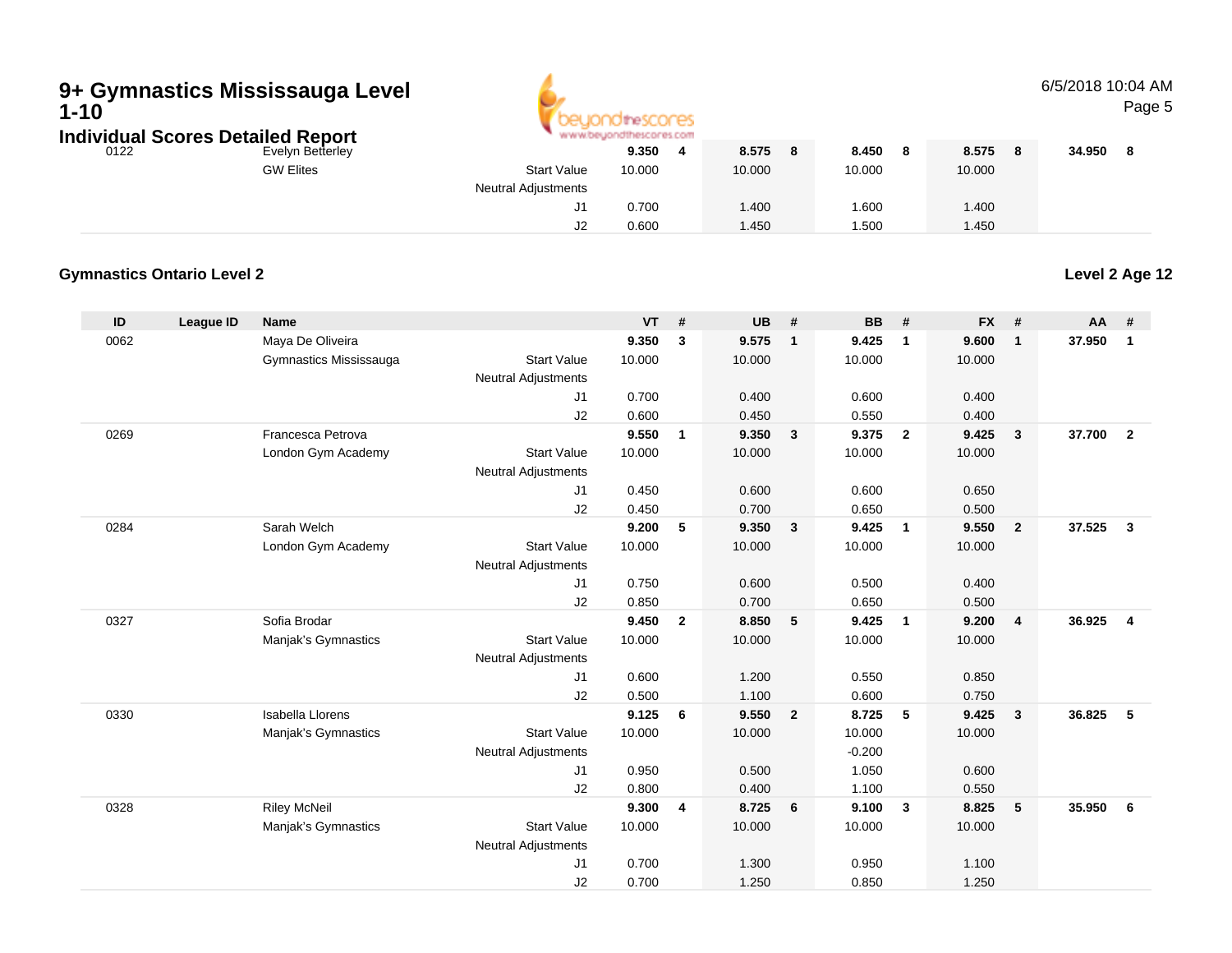# 9+ Gymnastics Mississauga Level 1-10

## Individual Scores Detailed Report

6/5/2018 10:04 AM

| | | | | | | | | | | | | | | |
|---|---|---|---|---|---|---|---|---|---|---|---|---|---|---|
| 0122 | | Evelyn Betterley | | 9.350 | 4 | 8.575 | 8 | 8.450 | 8 | 8.575 | 8 | 34.950 | 8 |
| | | GW Elites | Start Value | 10.000 | | 10.000 | | 10.000 | | 10.000 | | | |
| | | | Neutral Adjustments | | | | | | | | | | |
| | | | J1 | 0.700 | | 1.400 | | 1.600 | | 1.400 | | | |
| | | | J2 | 0.600 | | 1.450 | | 1.500 | | 1.450 | | | |

### Gymnastics Ontario Level 2

**Level 2 Age 12**

| ID | League ID | Name | | VT | # | UB | # | BB | # | FX | # | AA | # |
|---|---|---|---|---|---|---|---|---|---|---|---|---|---|
| 0062 | | Maya De Oliveira | | 9.350 | 3 | 9.575 | 1 | 9.425 | 1 | 9.600 | 1 | 37.950 | 1 |
| | | Gymnastics Mississauga | Start Value | 10.000 | | 10.000 | | 10.000 | | 10.000 | | | |
| | | | Neutral Adjustments | | | | | | | | | | |
| | | | J1 | 0.700 | | 0.400 | | 0.600 | | 0.400 | | | |
| | | | J2 | 0.600 | | 0.450 | | 0.550 | | 0.400 | | | |
| 0269 | | Francesca Petrova | | 9.550 | 1 | 9.350 | 3 | 9.375 | 2 | 9.425 | 3 | 37.700 | 2 |
| | | London Gym Academy | Start Value | 10.000 | | 10.000 | | 10.000 | | 10.000 | | | |
| | | | Neutral Adjustments | | | | | | | | | | |
| | | | J1 | 0.450 | | 0.600 | | 0.600 | | 0.650 | | | |
| | | | J2 | 0.450 | | 0.700 | | 0.650 | | 0.500 | | | |
| 0284 | | Sarah Welch | | 9.200 | 5 | 9.350 | 3 | 9.425 | 1 | 9.550 | 2 | 37.525 | 3 |
| | | London Gym Academy | Start Value | 10.000 | | 10.000 | | 10.000 | | 10.000 | | | |
| | | | Neutral Adjustments | | | | | | | | | | |
| | | | J1 | 0.750 | | 0.600 | | 0.500 | | 0.400 | | | |
| | | | J2 | 0.850 | | 0.700 | | 0.650 | | 0.500 | | | |
| 0327 | | Sofia Brodar | | 9.450 | 2 | 8.850 | 5 | 9.425 | 1 | 9.200 | 4 | 36.925 | 4 |
| | | Manjak's Gymnastics | Start Value | 10.000 | | 10.000 | | 10.000 | | 10.000 | | | |
| | | | Neutral Adjustments | | | | | | | | | | |
| | | | J1 | 0.600 | | 1.200 | | 0.550 | | 0.850 | | | |
| | | | J2 | 0.500 | | 1.100 | | 0.600 | | 0.750 | | | |
| 0330 | | Isabella Llorens | | 9.125 | 6 | 9.550 | 2 | 8.725 | 5 | 9.425 | 3 | 36.825 | 5 |
| | | Manjak's Gymnastics | Start Value | 10.000 | | 10.000 | | 10.000 | | 10.000 | | | |
| | | | Neutral Adjustments | | | | | -0.200 | | | | | |
| | | | J1 | 0.950 | | 0.500 | | 1.050 | | 0.600 | | | |
| | | | J2 | 0.800 | | 0.400 | | 1.100 | | 0.550 | | | |
| 0328 | | Riley McNeil | | 9.300 | 4 | 8.725 | 6 | 9.100 | 3 | 8.825 | 5 | 35.950 | 6 |
| | | Manjak's Gymnastics | Start Value | 10.000 | | 10.000 | | 10.000 | | 10.000 | | | |
| | | | Neutral Adjustments | | | | | | | | | | |
| | | | J1 | 0.700 | | 1.300 | | 0.950 | | 1.100 | | | |
| | | | J2 | 0.700 | | 1.250 | | 0.850 | | 1.250 | | | |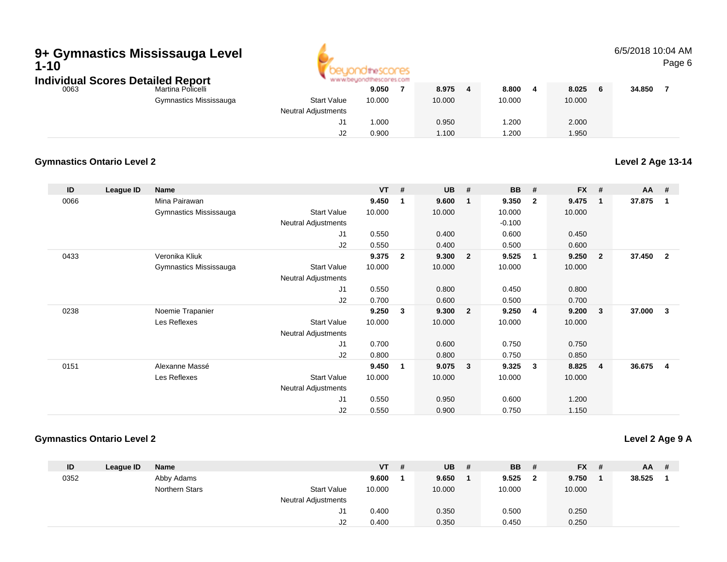| ID | League ID | Name | | VT | # | UB | # | BB | # | FX | # | AA | # |
|---|---|---|---|---|---|---|---|---|---|---|---|---|---|
| 0063 | | Martina Policelli | | 9.050 | 7 | 8.975 | 4 | 8.800 | 4 | 8.025 | 6 | 34.850 | 7 |
| | | Gymnastics Mississauga | Start Value | 10.000 | | 10.000 | | 10.000 | | 10.000 | | | |
| | | | Neutral Adjustments | | | | | | | | | | |
| | | | J1 | 1.000 | | 0.950 | | 1.200 | | 2.000 | | | |
| | | | J2 | 0.900 | | 1.100 | | 1.200 | | 1.950 | | | |

## Gymnastics Ontario Level 2

**Level 2 Age 13-14**

| ID | League ID | Name | | VT | # | UB | # | BB | # | FX | # | AA | # |
|---|---|---|---|---|---|---|---|---|---|---|---|---|---|
| 0066 | | Mina Pairawan | | 9.450 | 1 | 9.600 | 1 | 9.350 | 2 | 9.475 | 1 | 37.875 | 1 |
| | | Gymnastics Mississauga | Start Value | 10.000 | | 10.000 | | 10.000 | | 10.000 | | | |
| | | | Neutral Adjustments | | | | | -0.100 | | | | | |
| | | | J1 | 0.550 | | 0.400 | | 0.600 | | 0.450 | | | |
| | | | J2 | 0.550 | | 0.400 | | 0.500 | | 0.600 | | | |
| 0433 | | Veronika Kliuk | | 9.375 | 2 | 9.300 | 2 | 9.525 | 1 | 9.250 | 2 | 37.450 | 2 |
| | | Gymnastics Mississauga | Start Value | 10.000 | | 10.000 | | 10.000 | | 10.000 | | | |
| | | | Neutral Adjustments | | | | | | | | | | |
| | | | J1 | 0.550 | | 0.800 | | 0.450 | | 0.800 | | | |
| | | | J2 | 0.700 | | 0.600 | | 0.500 | | 0.700 | | | |
| 0238 | | Noemie Trapanier | | 9.250 | 3 | 9.300 | 2 | 9.250 | 4 | 9.200 | 3 | 37.000 | 3 |
| | | Les Reflexes | Start Value | 10.000 | | 10.000 | | 10.000 | | 10.000 | | | |
| | | | Neutral Adjustments | | | | | | | | | | |
| | | | J1 | 0.700 | | 0.600 | | 0.750 | | 0.750 | | | |
| | | | J2 | 0.800 | | 0.800 | | 0.750 | | 0.850 | | | |
| 0151 | | Alexanne Massé | | 9.450 | 1 | 9.075 | 3 | 9.325 | 3 | 8.825 | 4 | 36.675 | 4 |
| | | Les Reflexes | Start Value | 10.000 | | 10.000 | | 10.000 | | 10.000 | | | |
| | | | Neutral Adjustments | | | | | | | | | | |
| | | | J1 | 0.550 | | 0.950 | | 0.600 | | 1.200 | | | |
| | | | J2 | 0.550 | | 0.900 | | 0.750 | | 1.150 | | | |

## Gymnastics Ontario Level 2

**Level 2 Age 9 A**

| ID | League ID | Name | | VT | # | UB | # | BB | # | FX | # | AA | # |
|---|---|---|---|---|---|---|---|---|---|---|---|---|---|
| 0352 | | Abby Adams | | 9.600 | 1 | 9.650 | 1 | 9.525 | 2 | 9.750 | 1 | 38.525 | 1 |
| | | Northern Stars | Start Value | 10.000 | | 10.000 | | 10.000 | | 10.000 | | | |
| | | | Neutral Adjustments | | | | | | | | | | |
| | | | J1 | 0.400 | | 0.350 | | 0.500 | | 0.250 | | | |
| | | | J2 | 0.400 | | 0.350 | | 0.450 | | 0.250 | | | |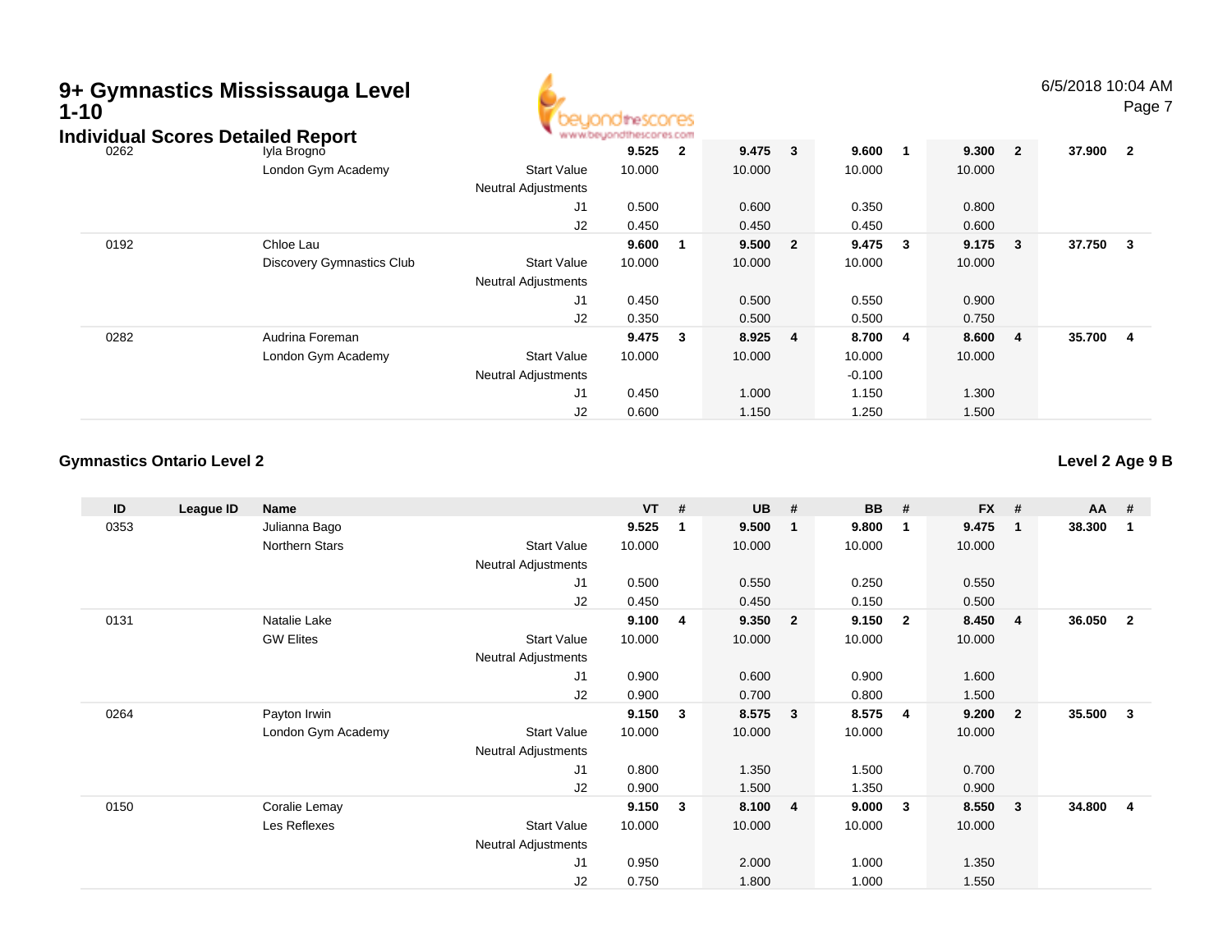# 9+ Gymnastics Mississauga Level 1-10

## Individual Scores Detailed Report

| ID | League ID | Name | | VT | # | UB | # | BB | # | FX | # | AA | # |
|---|---|---|---|---|---|---|---|---|---|---|---|---|---|
| 0262 | | Iyla Brogno | | **9.525** | **2** | **9.475** | **3** | **9.600** | **1** | **9.300** | **2** | **37.900** | **2** |
| | | London Gym Academy | Start Value | 10.000 | | 10.000 | | 10.000 | | 10.000 | | | |
| | | | Neutral Adjustments | | | | | | | | | | |
| | | | J1 | 0.500 | | 0.600 | | 0.350 | | 0.800 | | | |
| | | | J2 | 0.450 | | 0.450 | | 0.450 | | 0.600 | | | |
| 0192 | | Chloe Lau | | **9.600** | **1** | **9.500** | **2** | **9.475** | **3** | **9.175** | **3** | **37.750** | **3** |
| | | Discovery Gymnastics Club | Start Value | 10.000 | | 10.000 | | 10.000 | | 10.000 | | | |
| | | | Neutral Adjustments | | | | | | | | | | |
| | | | J1 | 0.450 | | 0.500 | | 0.550 | | 0.900 | | | |
| | | | J2 | 0.350 | | 0.500 | | 0.500 | | 0.750 | | | |
| 0282 | | Audrina Foreman | | **9.475** | **3** | **8.925** | **4** | **8.700** | **4** | **8.600** | **4** | **35.700** | **4** |
| | | London Gym Academy | Start Value | 10.000 | | 10.000 | | 10.000 | | 10.000 | | | |
| | | | Neutral Adjustments | | | | | -0.100 | | | | | |
| | | | J1 | 0.450 | | 1.000 | | 1.150 | | 1.300 | | | |
| | | | J2 | 0.600 | | 1.150 | | 1.250 | | 1.500 | | | |

### Gymnastics Ontario Level 2

**Level 2 Age 9 B**

| ID | League ID | Name | | VT | # | UB | # | BB | # | FX | # | AA | # |
|---|---|---|---|---|---|---|---|---|---|---|---|---|---|
| 0353 | | Julianna Bago | | **9.525** | **1** | **9.500** | **1** | **9.800** | **1** | **9.475** | **1** | **38.300** | **1** |
| | | Northern Stars | Start Value | 10.000 | | 10.000 | | 10.000 | | 10.000 | | | |
| | | | Neutral Adjustments | | | | | | | | | | |
| | | | J1 | 0.500 | | 0.550 | | 0.250 | | 0.550 | | | |
| | | | J2 | 0.450 | | 0.450 | | 0.150 | | 0.500 | | | |
| 0131 | | Natalie Lake | | **9.100** | **4** | **9.350** | **2** | **9.150** | **2** | **8.450** | **4** | **36.050** | **2** |
| | | GW Elites | Start Value | 10.000 | | 10.000 | | 10.000 | | 10.000 | | | |
| | | | Neutral Adjustments | | | | | | | | | | |
| | | | J1 | 0.900 | | 0.600 | | 0.900 | | 1.600 | | | |
| | | | J2 | 0.900 | | 0.700 | | 0.800 | | 1.500 | | | |
| 0264 | | Payton Irwin | | **9.150** | **3** | **8.575** | **3** | **8.575** | **4** | **9.200** | **2** | **35.500** | **3** |
| | | London Gym Academy | Start Value | 10.000 | | 10.000 | | 10.000 | | 10.000 | | | |
| | | | Neutral Adjustments | | | | | | | | | | |
| | | | J1 | 0.800 | | 1.350 | | 1.500 | | 0.700 | | | |
| | | | J2 | 0.900 | | 1.500 | | 1.350 | | 0.900 | | | |
| 0150 | | Coralie Lemay | | **9.150** | **3** | **8.100** | **4** | **9.000** | **3** | **8.550** | **3** | **34.800** | **4** |
| | | Les Reflexes | Start Value | 10.000 | | 10.000 | | 10.000 | | 10.000 | | | |
| | | | Neutral Adjustments | | | | | | | | | | |
| | | | J1 | 0.950 | | 2.000 | | 1.000 | | 1.350 | | | |
| | | | J2 | 0.750 | | 1.800 | | 1.000 | | 1.550 | | | |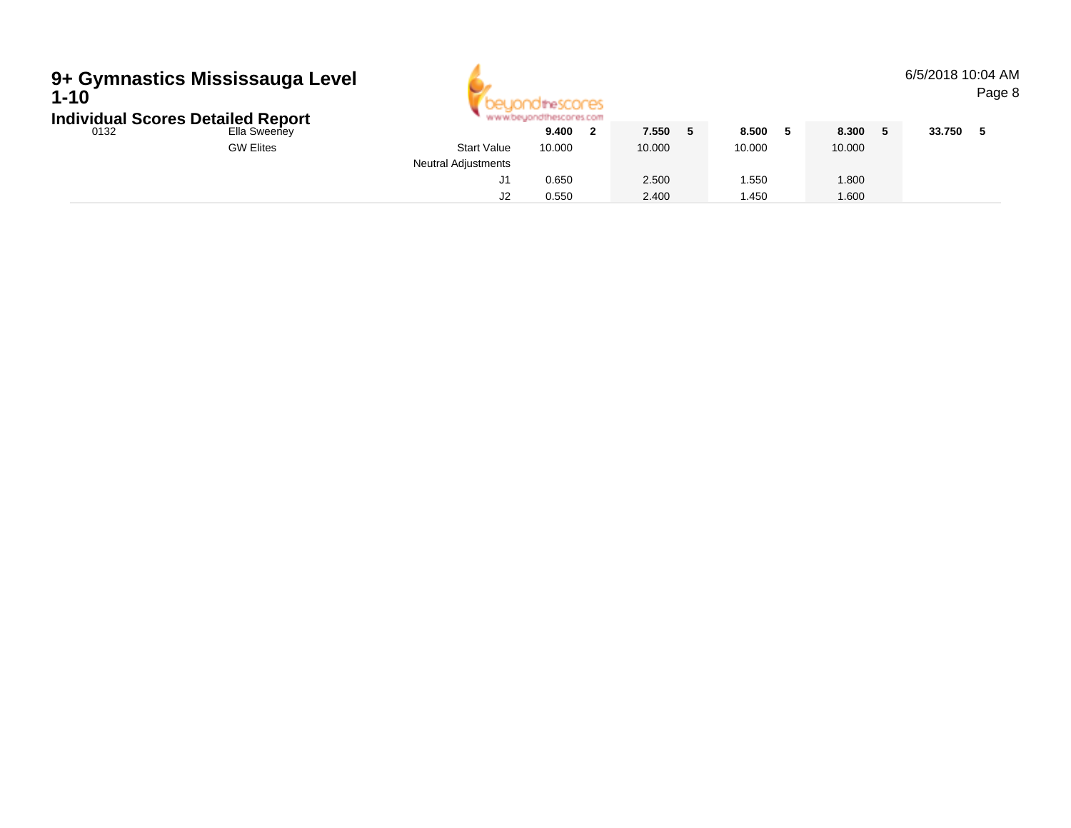# 9+ Gymnastics Mississauga Level 1-10

## Individual Scores Detailed Report

| | | | | | | | | | | | | |
|---|---|---|---|---|---|---|---|---|---|---|---|---|
| 0132 | Ella Sweeney | | **9.400** | **2** | **7.550** | **5** | **8.500** | **5** | **8.300** | **5** | **33.750** | **5** |
| | GW Elites | Start Value | 10.000 | | 10.000 | | 10.000 | | 10.000 | | | |
| | | Neutral Adjustments | | | | | | | | | | |
| | | J1 | 0.650 | | 2.500 | | 1.550 | | 1.800 | | | |
| | | J2 | 0.550 | | 2.400 | | 1.450 | | 1.600 | | | |